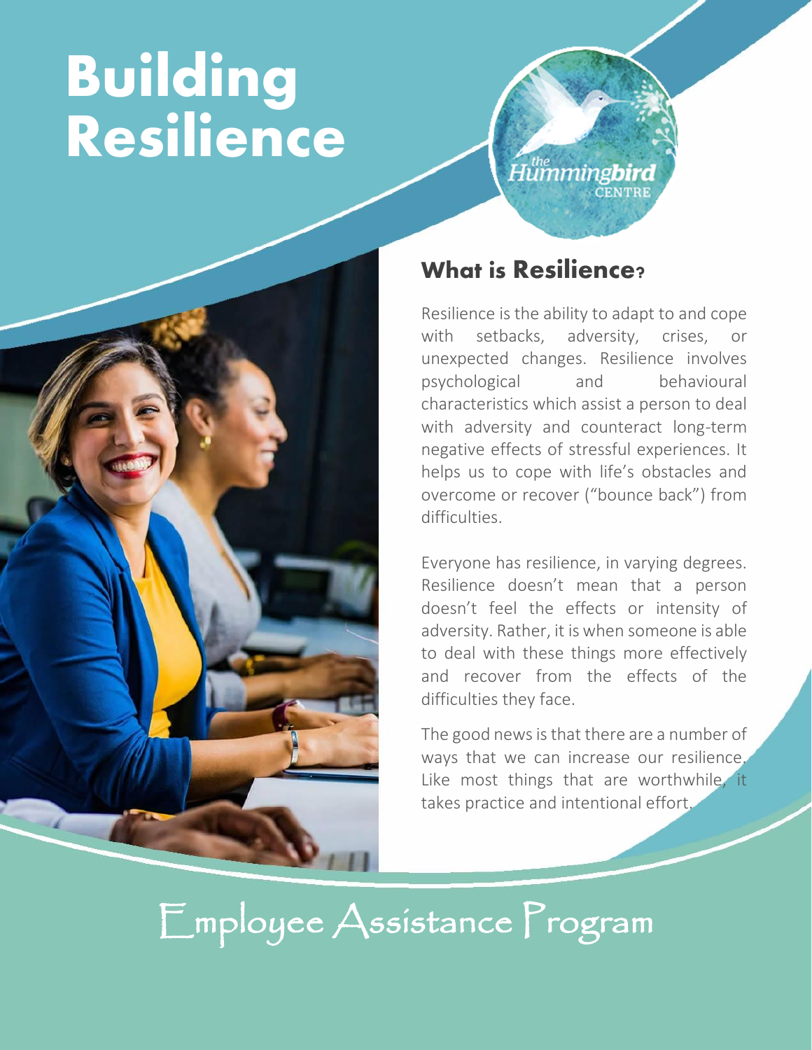# Building Resilience

the Hummingbird CENTRE

## What is Resilience?

Resilience is the ability to adapt to and cope with setbacks, adversity, crises, or unexpected changes. Resilience involves psychological and behavioural characteristics which assist a person to deal with adversity and counteract long-term negative effects of stressful experiences. It helps us to cope with life's obstacles and overcome or recover ("bounce back") from difficulties.

Everyone has resilience, in varying degrees. Resilience doesn't mean that a person doesn't feel the effects or intensity of adversity. Rather, it is when someone is able to deal with these things more effectively and recover from the effects of the difficulties they face.

The good news is that there are a number of ways that we can increase our resilience. Like most things that are worthwhile, it takes practice and intentional effort.

Employee Assistance Program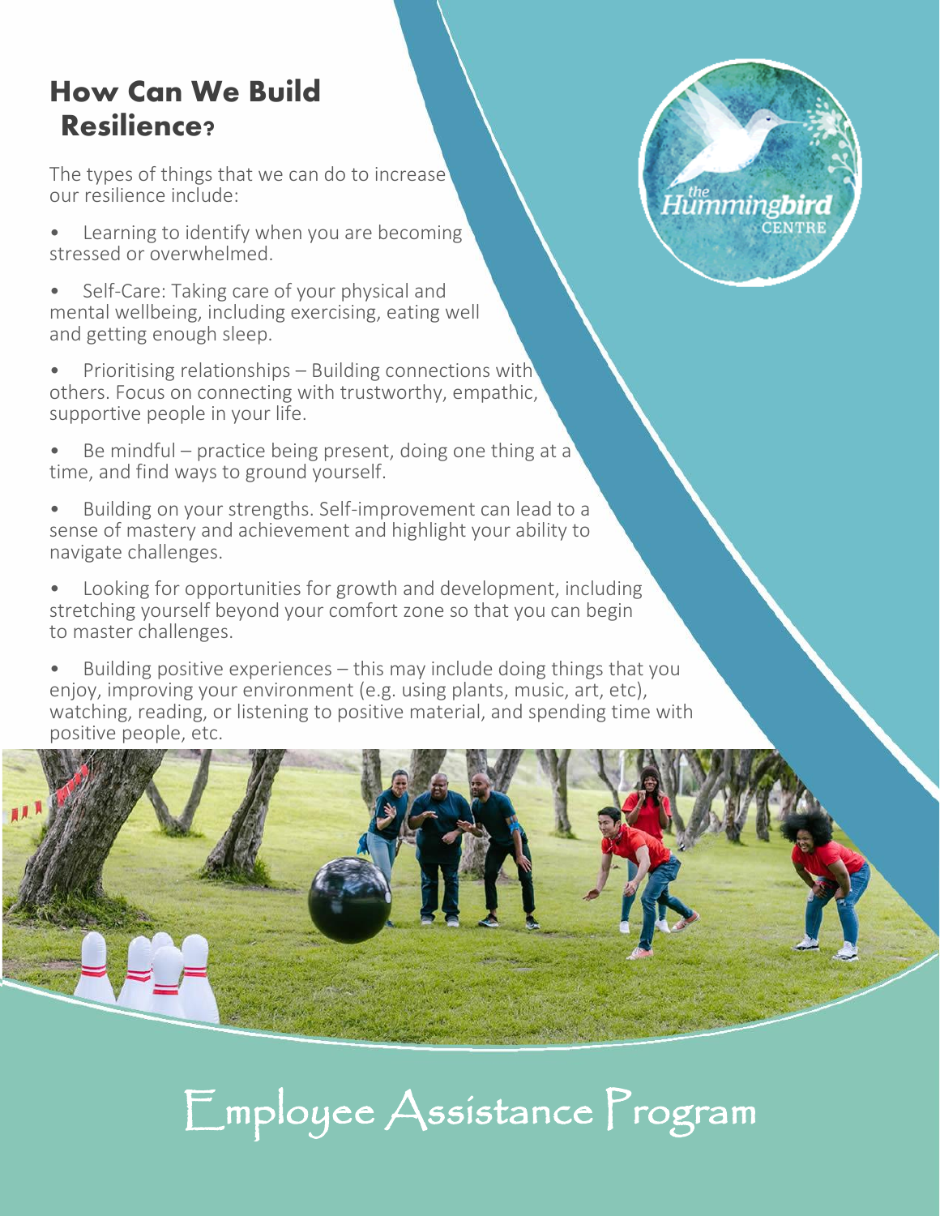## How Can We Build Resilience?

The types of things that we can do to increase our resilience include:

- Learning to identify when you are becoming stressed or overwhelmed.
- Self-Care: Taking care of your physical and mental wellbeing, including exercising, eating well and getting enough sleep.
- Prioritising relationships – Building connections with others. Focus on connecting with trustworthy, empathic, supportive people in your life.
- Be mindful – practice being present, doing one thing at a time, and find ways to ground yourself.
- Building on your strengths. Self-improvement can lead to a sense of mastery and achievement and highlight your ability to navigate challenges.
- Looking for opportunities for growth and development, including stretching yourself beyond your comfort zone so that you can begin to master challenges.
- Building positive experiences – this may include doing things that you enjoy, improving your environment (e.g. using plants, music, art, etc), watching, reading, or listening to positive material, and spending time with positive people, etc.

Employee Assistance Program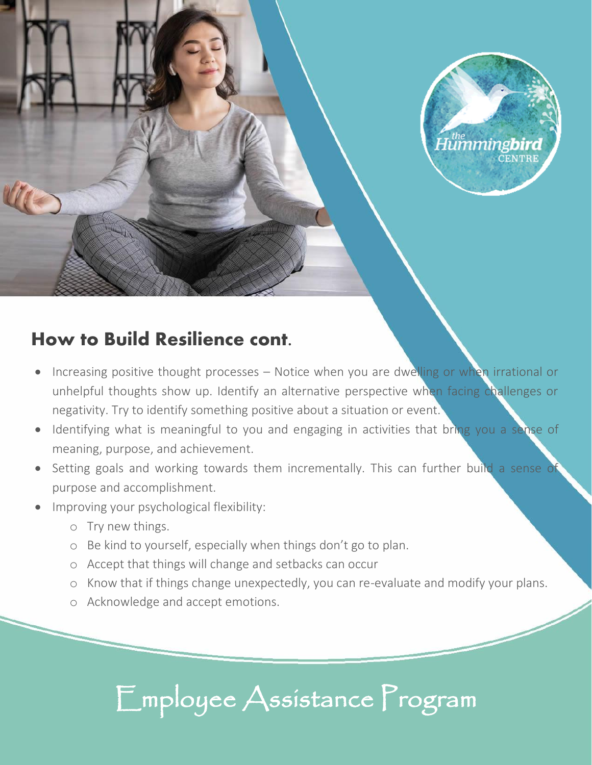## How to Build Resilience cont.

- Increasing positive thought processes – Notice when you are dwelling or when irrational or unhelpful thoughts show up. Identify an alternative perspective when facing challenges or negativity. Try to identify something positive about a situation or event.
- Identifying what is meaningful to you and engaging in activities that bring you a sense of meaning, purpose, and achievement.
- Setting goals and working towards them incrementally. This can further build a sense of purpose and accomplishment.
- Improving your psychological flexibility:
  - Try new things.
  - Be kind to yourself, especially when things don't go to plan.
  - Accept that things will change and setbacks can occur
  - Know that if things change unexpectedly, you can re-evaluate and modify your plans.
  - Acknowledge and accept emotions.

Employee Assistance Program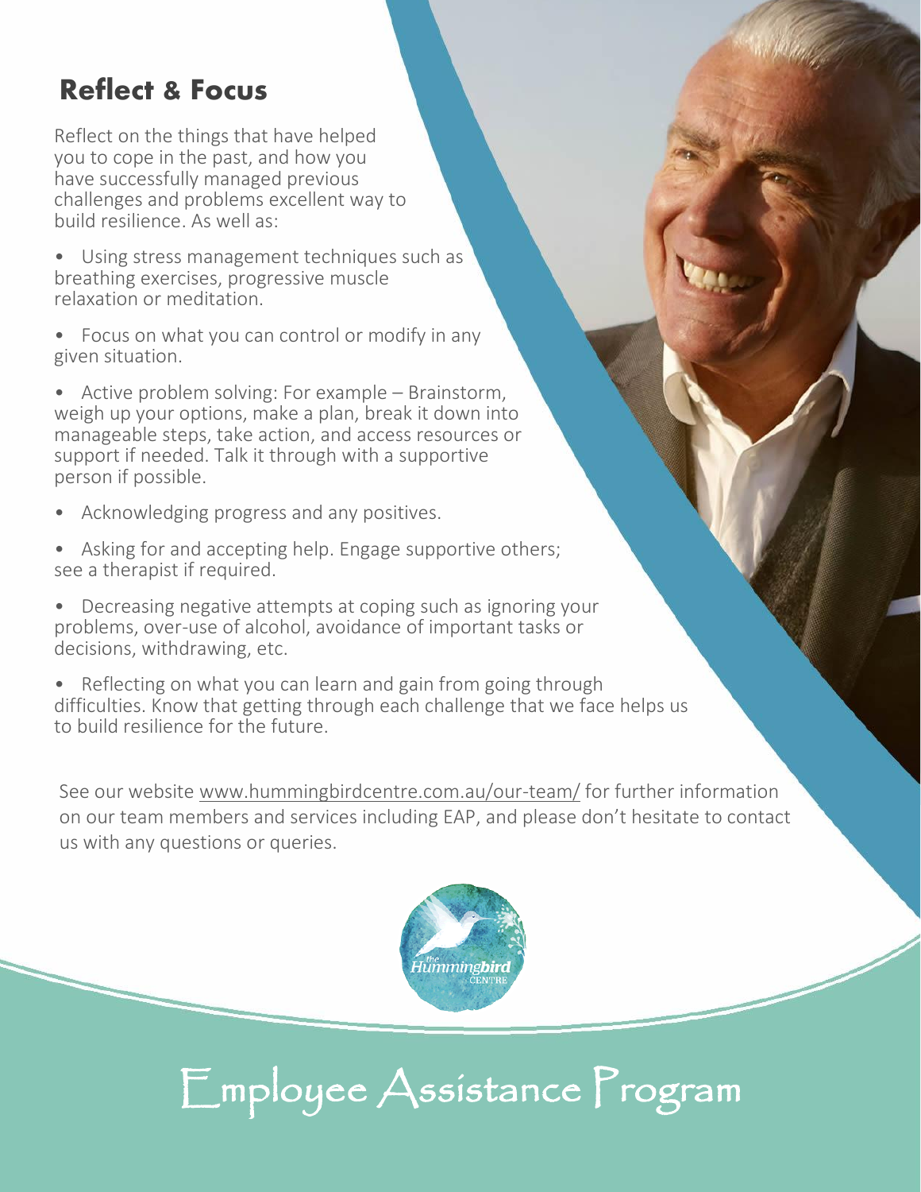## Reflect & Focus

Reflect on the things that have helped you to cope in the past, and how you have successfully managed previous challenges and problems excellent way to build resilience. As well as:

- Using stress management techniques such as breathing exercises, progressive muscle relaxation or meditation.
- Focus on what you can control or modify in any given situation.
- Active problem solving: For example – Brainstorm, weigh up your options, make a plan, break it down into manageable steps, take action, and access resources or support if needed. Talk it through with a supportive person if possible.
- Acknowledging progress and any positives.
- Asking for and accepting help. Engage supportive others; see a therapist if required.
- Decreasing negative attempts at coping such as ignoring your problems, over-use of alcohol, avoidance of important tasks or decisions, withdrawing, etc.
- Reflecting on what you can learn and gain from going through difficulties. Know that getting through each challenge that we face helps us to build resilience for the future.

See our website www.hummingbirdcentre.com.au/our-team/ for further information on our team members and services including EAP, and please don't hesitate to contact us with any questions or queries.

the Hummingbird CENTRE

# Employee Assistance Program